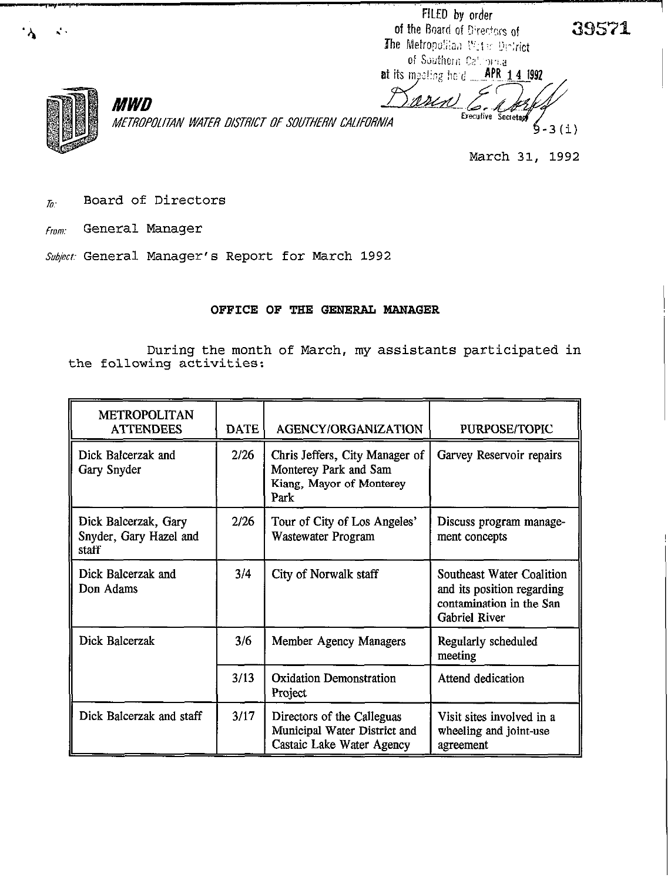FILED by order
of the Board of Directors of
The Metropolitan Water District
of Southern California
at its meeting held APR 14 1992

Executive Secretary

39571

9-3(i)

**MWD**

*METROPOLITAN WATER DISTRICT OF SOUTHERN CALIFORNIA*

March 31, 1992

*To:* Board of Directors

*From:* General Manager

*Subject:* General Manager's Report for March 1992

## OFFICE OF THE GENERAL MANAGER

During the month of March, my assistants participated in the following activities:

| METROPOLITAN ATTENDEES | DATE | AGENCY/ORGANIZATION | PURPOSE/TOPIC |
|---|---|---|---|
| Dick Balcerzak and Gary Snyder | 2/26 | Chris Jeffers, City Manager of Monterey Park and Sam Kiang, Mayor of Monterey Park | Garvey Reservoir repairs |
| Dick Balcerzak, Gary Snyder, Gary Hazel and staff | 2/26 | Tour of City of Los Angeles' Wastewater Program | Discuss program management concepts |
| Dick Balcerzak and Don Adams | 3/4 | City of Norwalk staff | Southeast Water Coalition and its position regarding contamination in the San Gabriel River |
| Dick Balcerzak | 3/6 | Member Agency Managers | Regularly scheduled meeting |
| | 3/13 | Oxidation Demonstration Project | Attend dedication |
| Dick Balcerzak and staff | 3/17 | Directors of the Calleguas Municipal Water District and Castaic Lake Water Agency | Visit sites involved in a wheeling and joint-use agreement |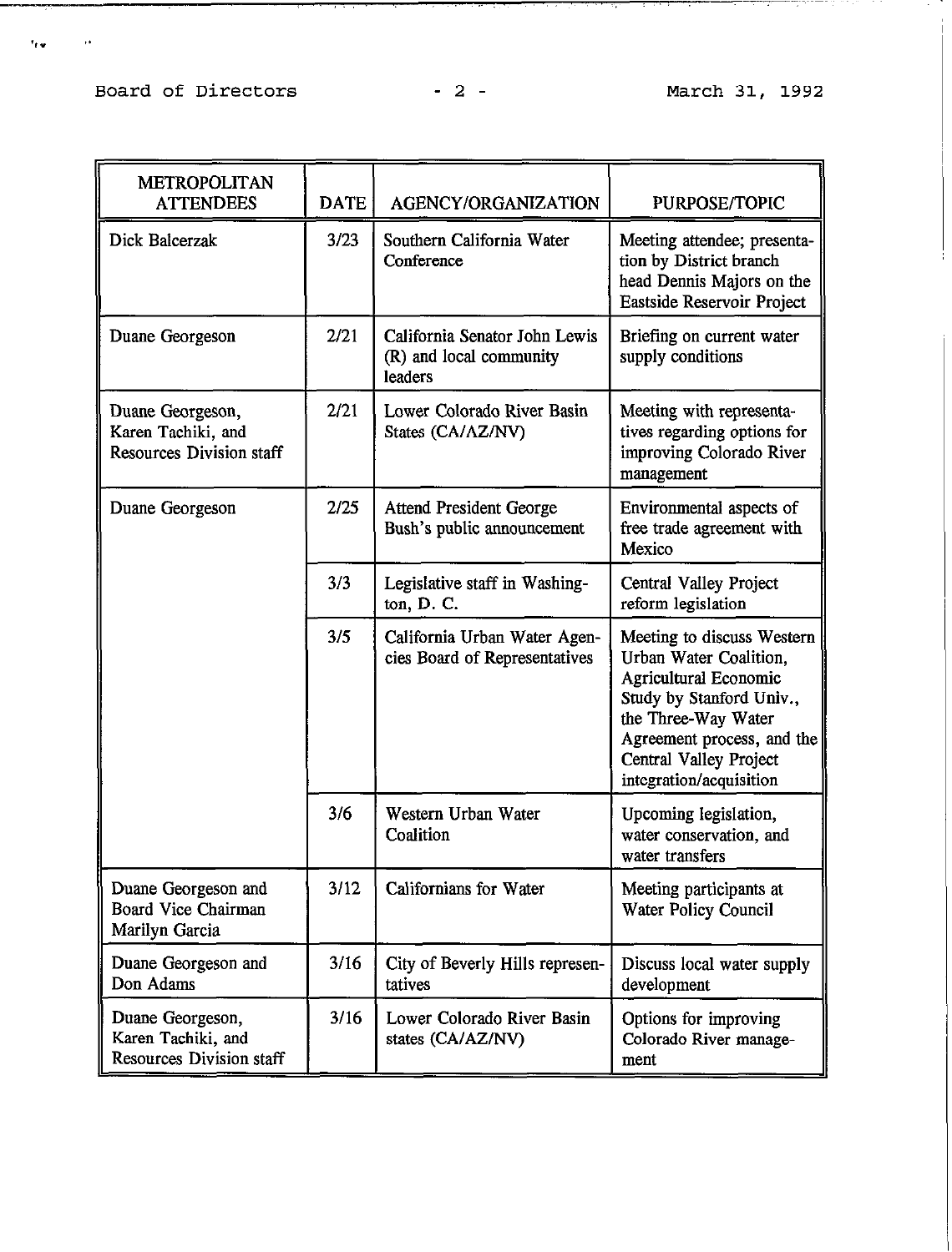| METROPOLITAN ATTENDEES | DATE | AGENCY/ORGANIZATION | PURPOSE/TOPIC |
|---|---|---|---|
| Dick Balcerzak | 3/23 | Southern California Water Conference | Meeting attendee; presentation by District branch head Dennis Majors on the Eastside Reservoir Project |
| Duane Georgeson | 2/21 | California Senator John Lewis (R) and local community leaders | Briefing on current water supply conditions |
| Duane Georgeson, Karen Tachiki, and Resources Division staff | 2/21 | Lower Colorado River Basin States (CA/AZ/NV) | Meeting with representatives regarding options for improving Colorado River management |
| Duane Georgeson | 2/25 | Attend President George Bush's public announcement | Environmental aspects of free trade agreement with Mexico |
| | 3/3 | Legislative staff in Washington, D. C. | Central Valley Project reform legislation |
| | 3/5 | California Urban Water Agencies Board of Representatives | Meeting to discuss Western Urban Water Coalition, Agricultural Economic Study by Stanford Univ., the Three-Way Water Agreement process, and the Central Valley Project integration/acquisition |
| | 3/6 | Western Urban Water Coalition | Upcoming legislation, water conservation, and water transfers |
| Duane Georgeson and Board Vice Chairman Marilyn Garcia | 3/12 | Californians for Water | Meeting participants at Water Policy Council |
| Duane Georgeson and Don Adams | 3/16 | City of Beverly Hills representatives | Discuss local water supply development |
| Duane Georgeson, Karen Tachiki, and Resources Division staff | 3/16 | Lower Colorado River Basin states (CA/AZ/NV) | Options for improving Colorado River management |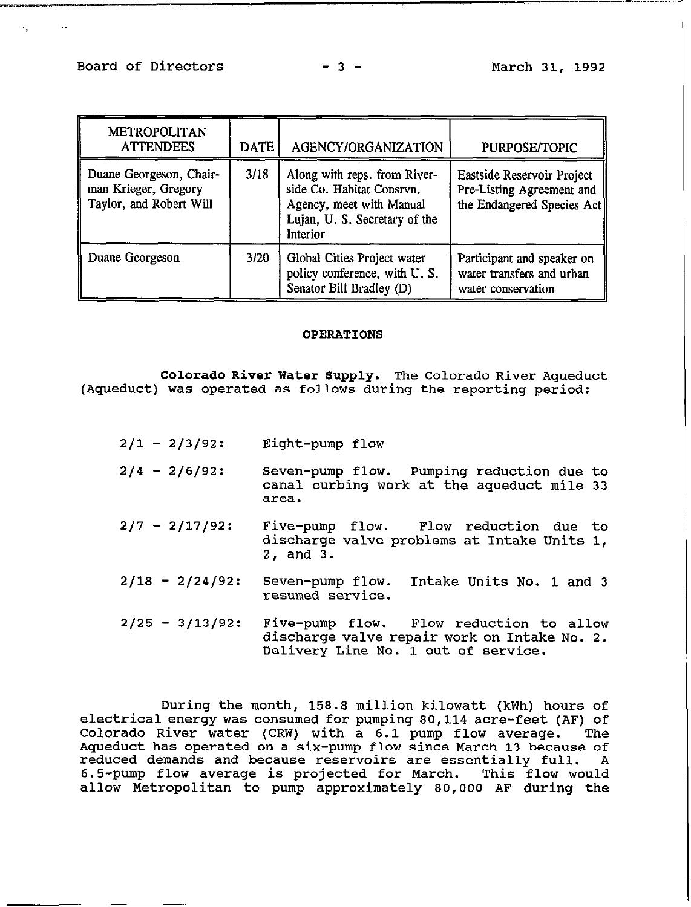| METROPOLITAN ATTENDEES | DATE | AGENCY/ORGANIZATION | PURPOSE/TOPIC |
|---|---|---|---|
| Duane Georgeson, Chairman Krieger, Gregory Taylor, and Robert Will | 3/18 | Along with reps. from Riverside Co. Habitat Consrvn. Agency, meet with Manual Lujan, U. S. Secretary of the Interior | Eastside Reservoir Project Pre-Listing Agreement and the Endangered Species Act |
| Duane Georgeson | 3/20 | Global Cities Project water policy conference, with U. S. Senator Bill Bradley (D) | Participant and speaker on water transfers and urban water conservation |

## OPERATIONS

**Colorado River Water Supply.** The Colorado River Aqueduct (Aqueduct) was operated as follows during the reporting period:

- 2/1 - 2/3/92: Eight-pump flow
- 2/4 - 2/6/92: Seven-pump flow. Pumping reduction due to canal curbing work at the aqueduct mile 33 area.
- 2/7 - 2/17/92: Five-pump flow. Flow reduction due to discharge valve problems at Intake Units 1, 2, and 3.
- 2/18 - 2/24/92: Seven-pump flow. Intake Units No. 1 and 3 resumed service.
- 2/25 - 3/13/92: Five-pump flow. Flow reduction to allow discharge valve repair work on Intake No. 2. Delivery Line No. 1 out of service.

During the month, 158.8 million kilowatt (kWh) hours of electrical energy was consumed for pumping 80,114 acre-feet (AF) of Colorado River water (CRW) with a 6.1 pump flow average. The Aqueduct has operated on a six-pump flow since March 13 because of reduced demands and because reservoirs are essentially full. A 6.5-pump flow average is projected for March. This flow would allow Metropolitan to pump approximately 80,000 AF during the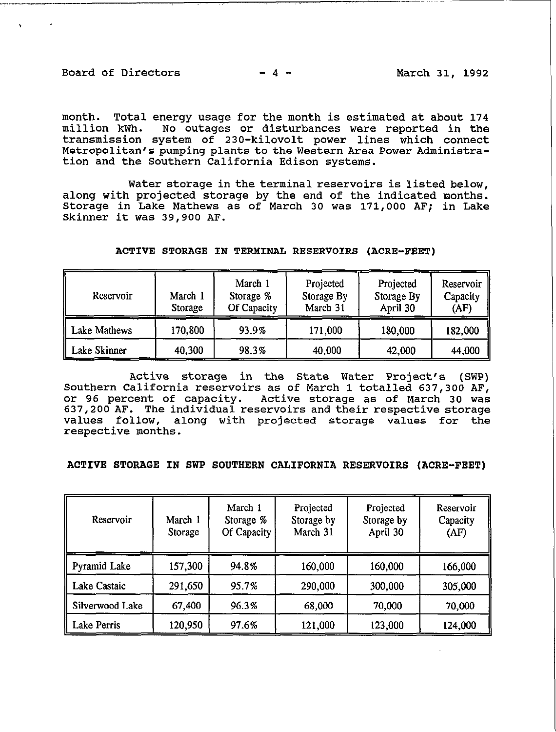month. Total energy usage for the month is estimated at about 174 million kWh. No outages or disturbances were reported in the transmission system of 230-kilovolt power lines which connect Metropolitan's pumping plants to the Western Area Power Administration and the Southern California Edison systems.

Water storage in the terminal reservoirs is listed below, along with projected storage by the end of the indicated months. Storage in Lake Mathews as of March 30 was 171,000 AF; in Lake Skinner it was 39,900 AF.

**ACTIVE STORAGE IN TERMINAL RESERVOIRS (ACRE-FEET)**

| Reservoir | March 1 Storage | March 1 Storage % Of Capacity | Projected Storage By March 31 | Projected Storage By April 30 | Reservoir Capacity (AF) |
|---|---|---|---|---|---|
| Lake Mathews | 170,800 | 93.9% | 171,000 | 180,000 | 182,000 |
| Lake Skinner | 40,300 | 98.3% | 40,000 | 42,000 | 44,000 |

Active storage in the State Water Project's (SWP) Southern California reservoirs as of March 1 totalled 637,300 AF, or 96 percent of capacity. Active storage as of March 30 was 637,200 AF. The individual reservoirs and their respective storage values follow, along with projected storage values for the respective months.

**ACTIVE STORAGE IN SWP SOUTHERN CALIFORNIA RESERVOIRS (ACRE-FEET)**

| Reservoir | March 1 Storage | March 1 Storage % Of Capacity | Projected Storage by March 31 | Projected Storage by April 30 | Reservoir Capacity (AF) |
|---|---|---|---|---|---|
| Pyramid Lake | 157,300 | 94.8% | 160,000 | 160,000 | 166,000 |
| Lake Castaic | 291,650 | 95.7% | 290,000 | 300,000 | 305,000 |
| Silverwood Lake | 67,400 | 96.3% | 68,000 | 70,000 | 70,000 |
| Lake Perris | 120,950 | 97.6% | 121,000 | 123,000 | 124,000 |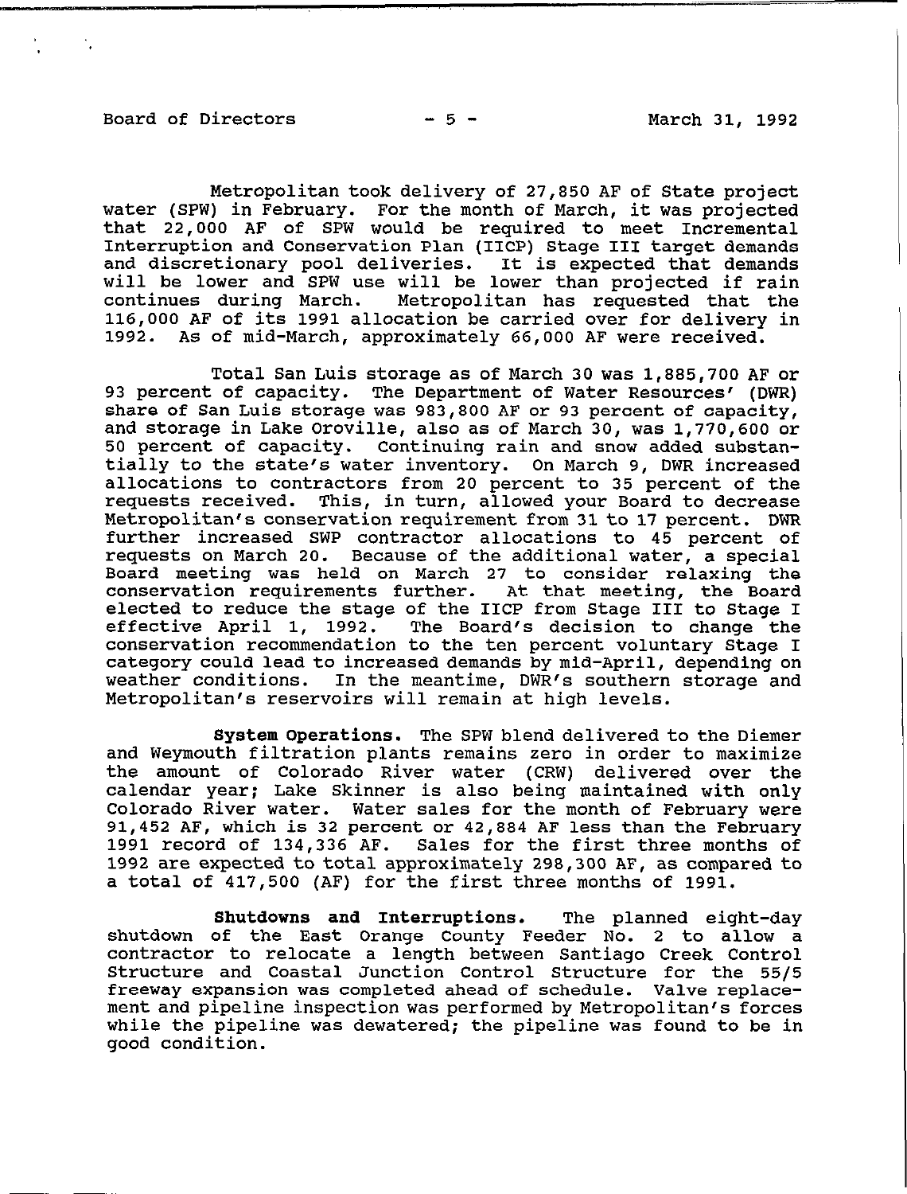Metropolitan took delivery of 27,850 AF of State project water (SPW) in February. For the month of March, it was projected that 22,000 AF of SPW would be required to meet Incremental Interruption and Conservation Plan (IICP) Stage III target demands and discretionary pool deliveries. It is expected that demands will be lower and SPW use will be lower than projected if rain continues during March. Metropolitan has requested that the 116,000 AF of its 1991 allocation be carried over for delivery in 1992. As of mid-March, approximately 66,000 AF were received.

Total San Luis storage as of March 30 was 1,885,700 AF or 93 percent of capacity. The Department of Water Resources' (DWR) share of San Luis storage was 983,800 AF or 93 percent of capacity, and storage in Lake Oroville, also as of March 30, was 1,770,600 or 50 percent of capacity. Continuing rain and snow added substantially to the state's water inventory. On March 9, DWR increased allocations to contractors from 20 percent to 35 percent of the requests received. This, in turn, allowed your Board to decrease Metropolitan's conservation requirement from 31 to 17 percent. DWR further increased SWP contractor allocations to 45 percent of requests on March 20. Because of the additional water, a special Board meeting was held on March 27 to consider relaxing the conservation requirements further. At that meeting, the Board elected to reduce the stage of the IICP from Stage III to Stage I effective April 1, 1992. The Board's decision to change the conservation recommendation to the ten percent voluntary Stage I category could lead to increased demands by mid-April, depending on weather conditions. In the meantime, DWR's southern storage and Metropolitan's reservoirs will remain at high levels.

**System Operations.** The SPW blend delivered to the Diemer and Weymouth filtration plants remains zero in order to maximize the amount of Colorado River water (CRW) delivered over the calendar year; Lake Skinner is also being maintained with only Colorado River water. Water sales for the month of February were 91,452 AF, which is 32 percent or 42,884 AF less than the February 1991 record of 134,336 AF. Sales for the first three months of 1992 are expected to total approximately 298,300 AF, as compared to a total of 417,500 (AF) for the first three months of 1991.

**Shutdowns and Interruptions.** The planned eight-day shutdown of the East Orange County Feeder No. 2 to allow a contractor to relocate a length between Santiago Creek Control Structure and Coastal Junction Control Structure for the 55/5 freeway expansion was completed ahead of schedule. Valve replacement and pipeline inspection was performed by Metropolitan's forces while the pipeline was dewatered; the pipeline was found to be in good condition.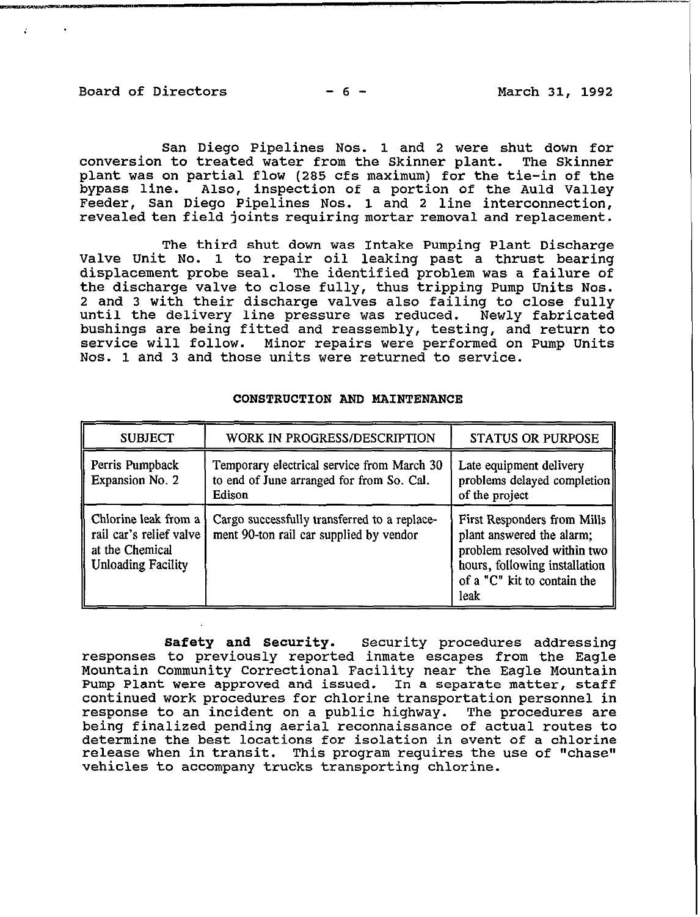San Diego Pipelines Nos. 1 and 2 were shut down for conversion to treated water from the Skinner plant. The Skinner plant was on partial flow (285 cfs maximum) for the tie-in of the bypass line. Also, inspection of a portion of the Auld Valley Feeder, San Diego Pipelines Nos. 1 and 2 line interconnection, revealed ten field joints requiring mortar removal and replacement.

The third shut down was Intake Pumping Plant Discharge Valve Unit No. 1 to repair oil leaking past a thrust bearing displacement probe seal. The identified problem was a failure of the discharge valve to close fully, thus tripping Pump Units Nos. 2 and 3 with their discharge valves also failing to close fully until the delivery line pressure was reduced. Newly fabricated bushings are being fitted and reassembly, testing, and return to service will follow. Minor repairs were performed on Pump Units Nos. 1 and 3 and those units were returned to service.

**CONSTRUCTION AND MAINTENANCE**

| SUBJECT | WORK IN PROGRESS/DESCRIPTION | STATUS OR PURPOSE |
|---|---|---|
| Perris Pumpback Expansion No. 2 | Temporary electrical service from March 30 to end of June arranged for from So. Cal. Edison | Late equipment delivery problems delayed completion of the project |
| Chlorine leak from a rail car's relief valve at the Chemical Unloading Facility | Cargo successfully transferred to a replacement 90-ton rail car supplied by vendor | First Responders from Mills plant answered the alarm; problem resolved within two hours, following installation of a "C" kit to contain the leak |

**Safety and Security.** Security procedures addressing responses to previously reported inmate escapes from the Eagle Mountain Community Correctional Facility near the Eagle Mountain Pump Plant were approved and issued. In a separate matter, staff continued work procedures for chlorine transportation personnel in response to an incident on a public highway. The procedures are being finalized pending aerial reconnaissance of actual routes to determine the best locations for isolation in event of a chlorine release when in transit. This program requires the use of "chase" vehicles to accompany trucks transporting chlorine.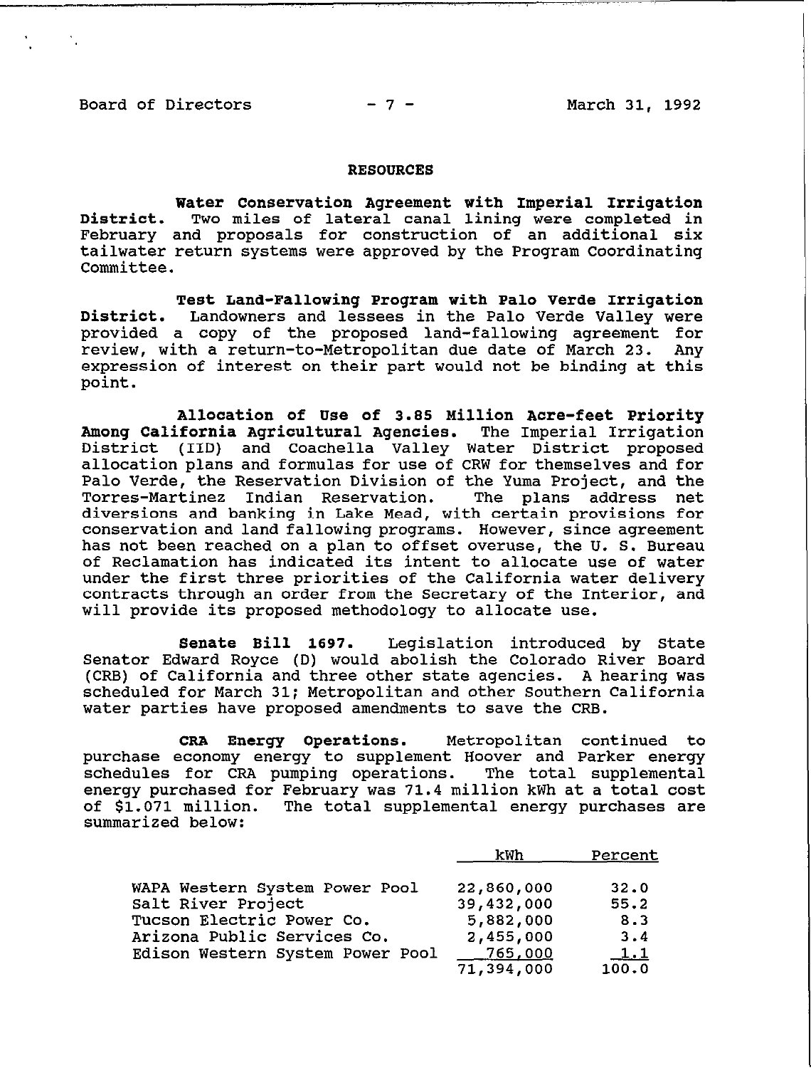## RESOURCES

**Water Conservation Agreement with Imperial Irrigation District.** Two miles of lateral canal lining were completed in February and proposals for construction of an additional six tailwater return systems were approved by the Program Coordinating Committee.

**Test Land-Fallowing Program with Palo Verde Irrigation District.** Landowners and lessees in the Palo Verde Valley were provided a copy of the proposed land-fallowing agreement for review, with a return-to-Metropolitan due date of March 23. Any expression of interest on their part would not be binding at this point.

**Allocation of Use of 3.85 Million Acre-feet Priority Among California Agricultural Agencies.** The Imperial Irrigation District (IID) and Coachella Valley Water District proposed allocation plans and formulas for use of CRW for themselves and for Palo Verde, the Reservation Division of the Yuma Project, and the Torres-Martinez Indian Reservation. The plans address net diversions and banking in Lake Mead, with certain provisions for conservation and land fallowing programs. However, since agreement has not been reached on a plan to offset overuse, the U. S. Bureau of Reclamation has indicated its intent to allocate use of water under the first three priorities of the California water delivery contracts through an order from the Secretary of the Interior, and will provide its proposed methodology to allocate use.

**Senate Bill 1697.** Legislation introduced by State Senator Edward Royce (D) would abolish the Colorado River Board (CRB) of California and three other state agencies. A hearing was scheduled for March 31; Metropolitan and other Southern California water parties have proposed amendments to save the CRB.

**CRA Energy Operations.** Metropolitan continued to purchase economy energy to supplement Hoover and Parker energy schedules for CRA pumping operations. The total supplemental energy purchased for February was 71.4 million kWh at a total cost of $1.071 million. The total supplemental energy purchases are summarized below:

| | kWh | Percent |
|---|---|---|
| WAPA Western System Power Pool | 22,860,000 | 32.0 |
| Salt River Project | 39,432,000 | 55.2 |
| Tucson Electric Power Co. | 5,882,000 | 8.3 |
| Arizona Public Services Co. | 2,455,000 | 3.4 |
| Edison Western System Power Pool | 765,000 | 1.1 |
| | 71,394,000 | 100.0 |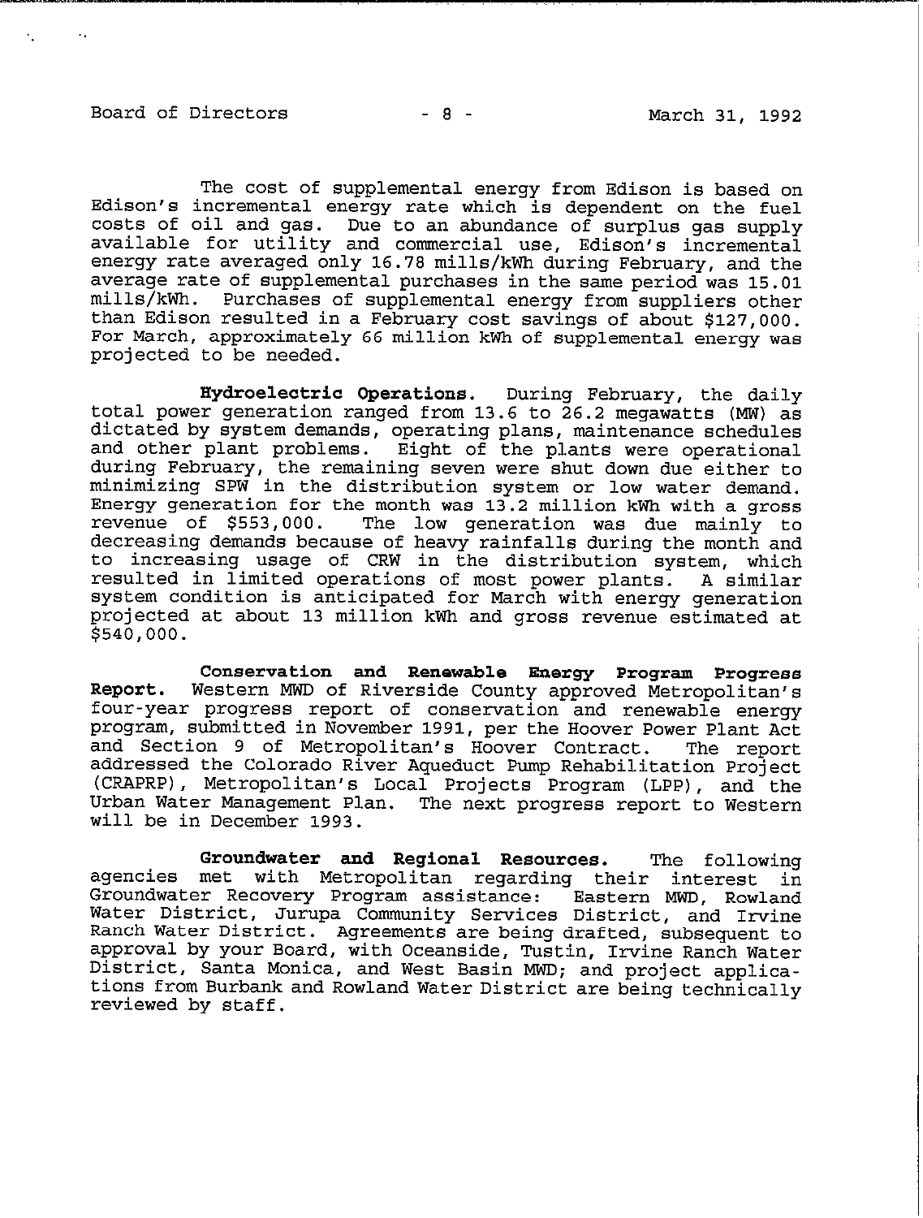The cost of supplemental energy from Edison is based on Edison's incremental energy rate which is dependent on the fuel costs of oil and gas. Due to an abundance of surplus gas supply available for utility and commercial use, Edison's incremental energy rate averaged only 16.78 mills/kWh during February, and the average rate of supplemental purchases in the same period was 15.01 mills/kWh. Purchases of supplemental energy from suppliers other than Edison resulted in a February cost savings of about $127,000. For March, approximately 66 million kWh of supplemental energy was projected to be needed.

**Hydroelectric Operations.** During February, the daily total power generation ranged from 13.6 to 26.2 megawatts (MW) as dictated by system demands, operating plans, maintenance schedules and other plant problems. Eight of the plants were operational during February, the remaining seven were shut down due either to minimizing SPW in the distribution system or low water demand. Energy generation for the month was 13.2 million kWh with a gross revenue of $553,000. The low generation was due mainly to decreasing demands because of heavy rainfalls during the month and to increasing usage of CRW in the distribution system, which resulted in limited operations of most power plants. A similar system condition is anticipated for March with energy generation projected at about 13 million kWh and gross revenue estimated at $540,000.

**Conservation and Renewable Energy Program Progress Report.** Western MWD of Riverside County approved Metropolitan's four-year progress report of conservation and renewable energy program, submitted in November 1991, per the Hoover Power Plant Act and Section 9 of Metropolitan's Hoover Contract. The report addressed the Colorado River Aqueduct Pump Rehabilitation Project (CRAPRP), Metropolitan's Local Projects Program (LPP), and the Urban Water Management Plan. The next progress report to Western will be in December 1993.

**Groundwater and Regional Resources.** The following agencies met with Metropolitan regarding their interest in Groundwater Recovery Program assistance: Eastern MWD, Rowland Water District, Jurupa Community Services District, and Irvine Ranch Water District. Agreements are being drafted, subsequent to approval by your Board, with Oceanside, Tustin, Irvine Ranch Water District, Santa Monica, and West Basin MWD; and project applications from Burbank and Rowland Water District are being technically reviewed by staff.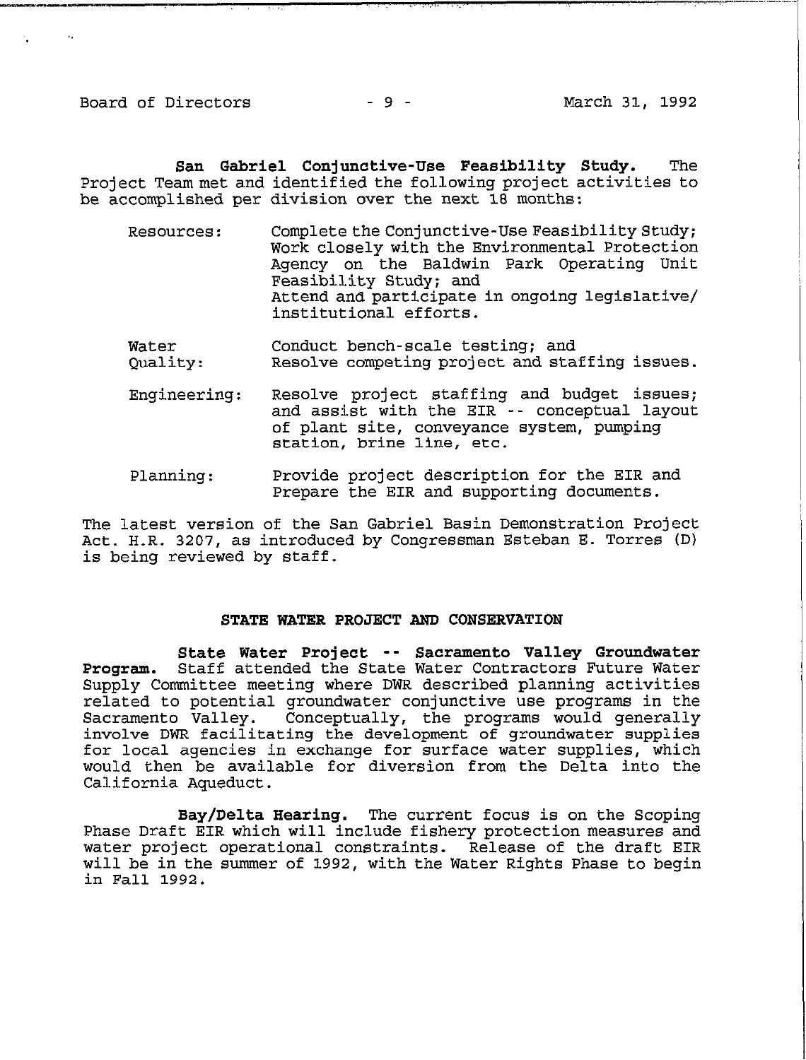**San Gabriel Conjunctive-Use Feasibility Study.** The Project Team met and identified the following project activities to be accomplished per division over the next 18 months:

| | |
|---|---|
| Resources: | Complete the Conjunctive-Use Feasibility Study; Work closely with the Environmental Protection Agency on the Baldwin Park Operating Unit Feasibility Study; and Attend and participate in ongoing legislative/ institutional efforts. |
| Water Quality: | Conduct bench-scale testing; and Resolve competing project and staffing issues. |
| Engineering: | Resolve project staffing and budget issues; and assist with the EIR -- conceptual layout of plant site, conveyance system, pumping station, brine line, etc. |
| Planning: | Provide project description for the EIR and Prepare the EIR and supporting documents. |

The latest version of the San Gabriel Basin Demonstration Project Act. H.R. 3207, as introduced by Congressman Esteban E. Torres (D) is being reviewed by staff.

## STATE WATER PROJECT AND CONSERVATION

**State Water Project -- Sacramento Valley Groundwater Program.** Staff attended the State Water Contractors Future Water Supply Committee meeting where DWR described planning activities related to potential groundwater conjunctive use programs in the Sacramento Valley. Conceptually, the programs would generally involve DWR facilitating the development of groundwater supplies for local agencies in exchange for surface water supplies, which would then be available for diversion from the Delta into the California Aqueduct.

**Bay/Delta Hearing.** The current focus is on the Scoping Phase Draft EIR which will include fishery protection measures and water project operational constraints. Release of the draft EIR will be in the summer of 1992, with the Water Rights Phase to begin in Fall 1992.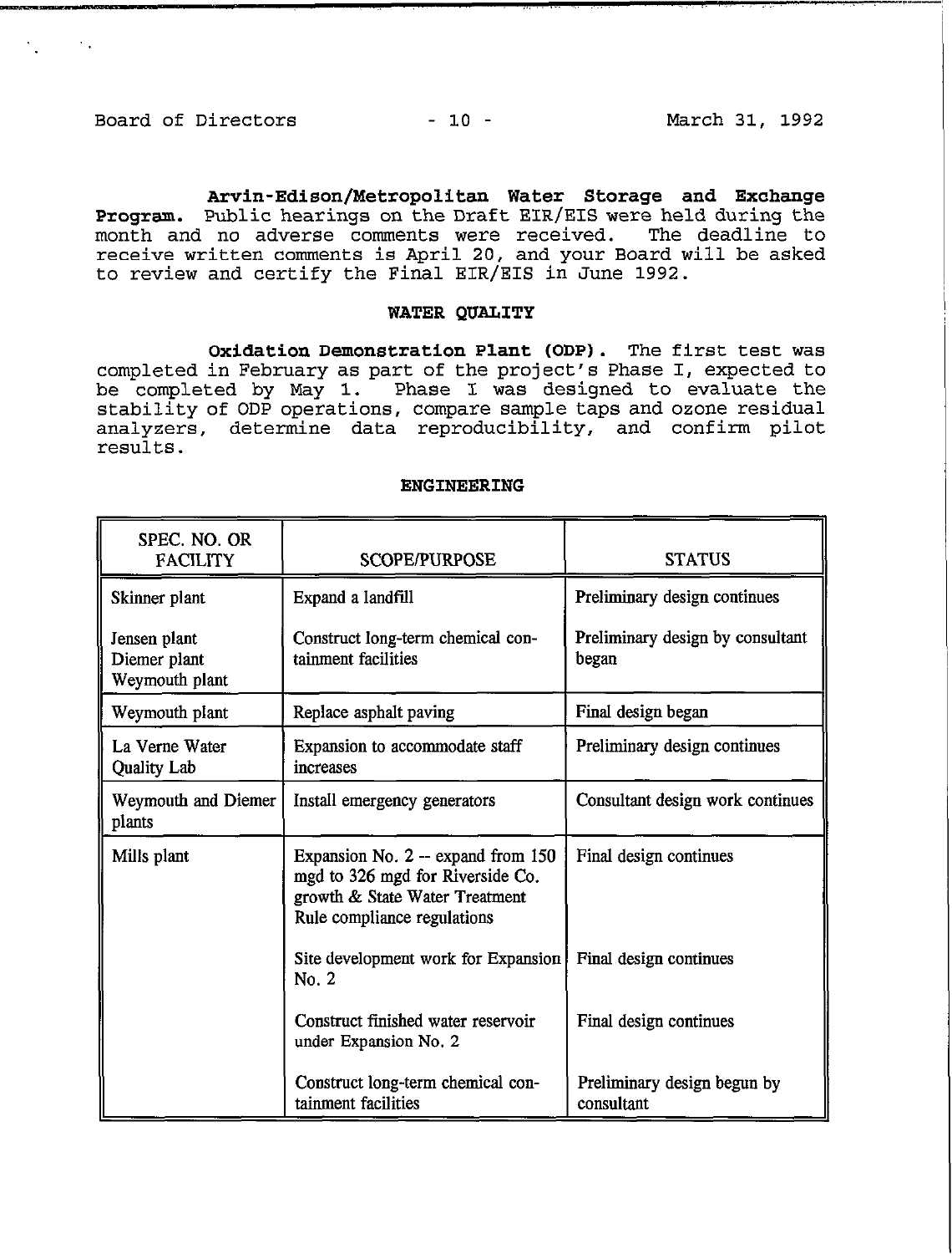**Arvin-Edison/Metropolitan Water Storage and Exchange Program.** Public hearings on the Draft EIR/EIS were held during the month and no adverse comments were received. The deadline to receive written comments is April 20, and your Board will be asked to review and certify the Final EIR/EIS in June 1992.

## WATER QUALITY

**Oxidation Demonstration Plant (ODP).** The first test was completed in February as part of the project's Phase I, expected to be completed by May 1. Phase I was designed to evaluate the stability of ODP operations, compare sample taps and ozone residual analyzers, determine data reproducibility, and confirm pilot results.

## ENGINEERING

| SPEC. NO. OR FACILITY | SCOPE/PURPOSE | STATUS |
|---|---|---|
| Skinner plant | Expand a landfill | Preliminary design continues |
| Jensen plant<br>Diemer plant<br>Weymouth plant | Construct long-term chemical containment facilities | Preliminary design by consultant began |
| Weymouth plant | Replace asphalt paving | Final design began |
| La Verne Water Quality Lab | Expansion to accommodate staff increases | Preliminary design continues |
| Weymouth and Diemer plants | Install emergency generators | Consultant design work continues |
| Mills plant | Expansion No. 2 -- expand from 150 mgd to 326 mgd for Riverside Co. growth & State Water Treatment Rule compliance regulations | Final design continues |
| | Site development work for Expansion No. 2 | Final design continues |
| | Construct finished water reservoir under Expansion No. 2 | Final design continues |
| | Construct long-term chemical containment facilities | Preliminary design begun by consultant |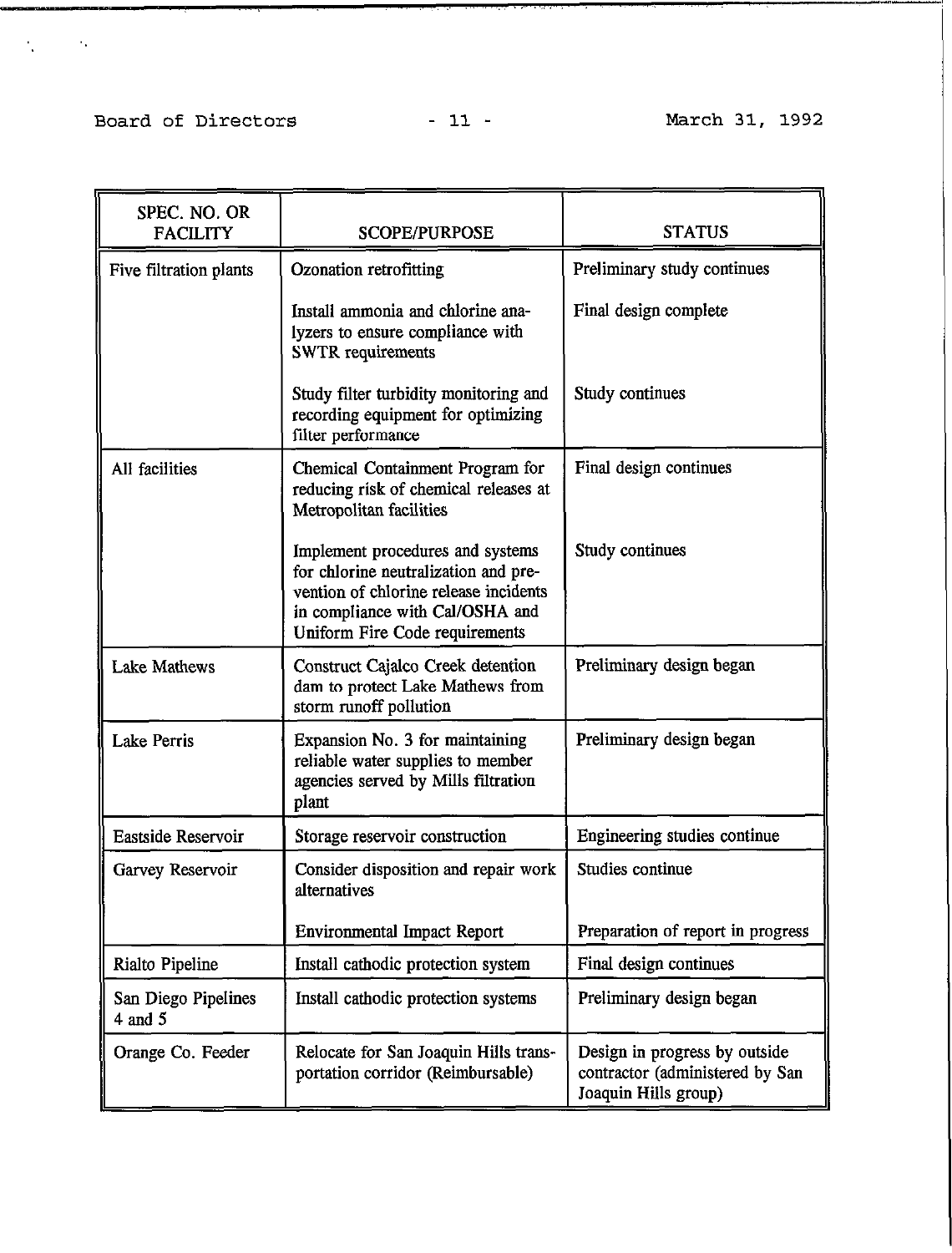| SPEC. NO. OR FACILITY | SCOPE/PURPOSE | STATUS |
|---|---|---|
| Five filtration plants | Ozonation retrofitting | Preliminary study continues |
| | Install ammonia and chlorine analyzers to ensure compliance with SWTR requirements | Final design complete |
| | Study filter turbidity monitoring and recording equipment for optimizing filter performance | Study continues |
| All facilities | Chemical Containment Program for reducing risk of chemical releases at Metropolitan facilities | Final design continues |
| | Implement procedures and systems for chlorine neutralization and prevention of chlorine release incidents in compliance with Cal/OSHA and Uniform Fire Code requirements | Study continues |
| Lake Mathews | Construct Cajalco Creek detention dam to protect Lake Mathews from storm runoff pollution | Preliminary design began |
| Lake Perris | Expansion No. 3 for maintaining reliable water supplies to member agencies served by Mills filtration plant | Preliminary design began |
| Eastside Reservoir | Storage reservoir construction | Engineering studies continue |
| Garvey Reservoir | Consider disposition and repair work alternatives | Studies continue |
| | Environmental Impact Report | Preparation of report in progress |
| Rialto Pipeline | Install cathodic protection system | Final design continues |
| San Diego Pipelines 4 and 5 | Install cathodic protection systems | Preliminary design began |
| Orange Co. Feeder | Relocate for San Joaquin Hills transportation corridor (Reimbursable) | Design in progress by outside contractor (administered by San Joaquin Hills group) |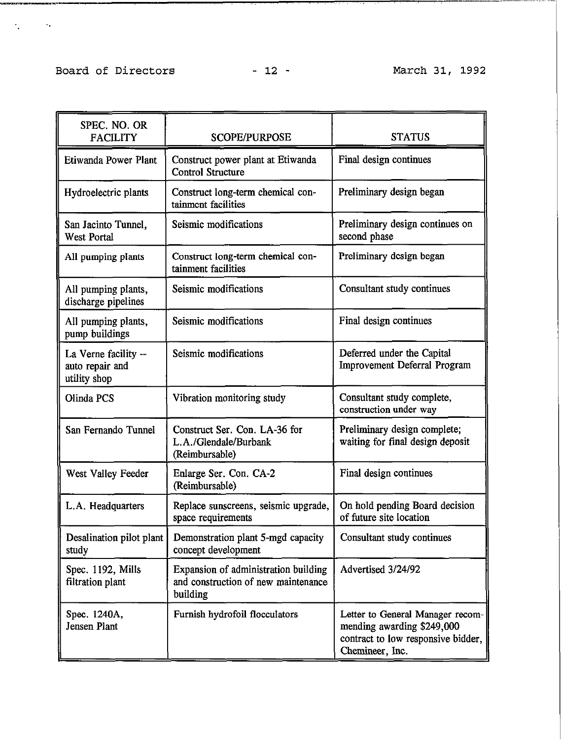| SPEC. NO. OR FACILITY | SCOPE/PURPOSE | STATUS |
|---|---|---|
| Etiwanda Power Plant | Construct power plant at Etiwanda Control Structure | Final design continues |
| Hydroelectric plants | Construct long-term chemical containment facilities | Preliminary design began |
| San Jacinto Tunnel, West Portal | Seismic modifications | Preliminary design continues on second phase |
| All pumping plants | Construct long-term chemical containment facilities | Preliminary design began |
| All pumping plants, discharge pipelines | Seismic modifications | Consultant study continues |
| All pumping plants, pump buildings | Seismic modifications | Final design continues |
| La Verne facility -- auto repair and utility shop | Seismic modifications | Deferred under the Capital Improvement Deferral Program |
| Olinda PCS | Vibration monitoring study | Consultant study complete, construction under way |
| San Fernando Tunnel | Construct Ser. Con. LA-36 for L.A./Glendale/Burbank (Reimbursable) | Preliminary design complete; waiting for final design deposit |
| West Valley Feeder | Enlarge Ser. Con. CA-2 (Reimbursable) | Final design continues |
| L.A. Headquarters | Replace sunscreens, seismic upgrade, space requirements | On hold pending Board decision of future site location |
| Desalination pilot plant study | Demonstration plant 5-mgd capacity concept development | Consultant study continues |
| Spec. 1192, Mills filtration plant | Expansion of administration building and construction of new maintenance building | Advertised 3/24/92 |
| Spec. 1240A, Jensen Plant | Furnish hydrofoil flocculators | Letter to General Manager recommending awarding $249,000 contract to low responsive bidder, Chemineer, Inc. |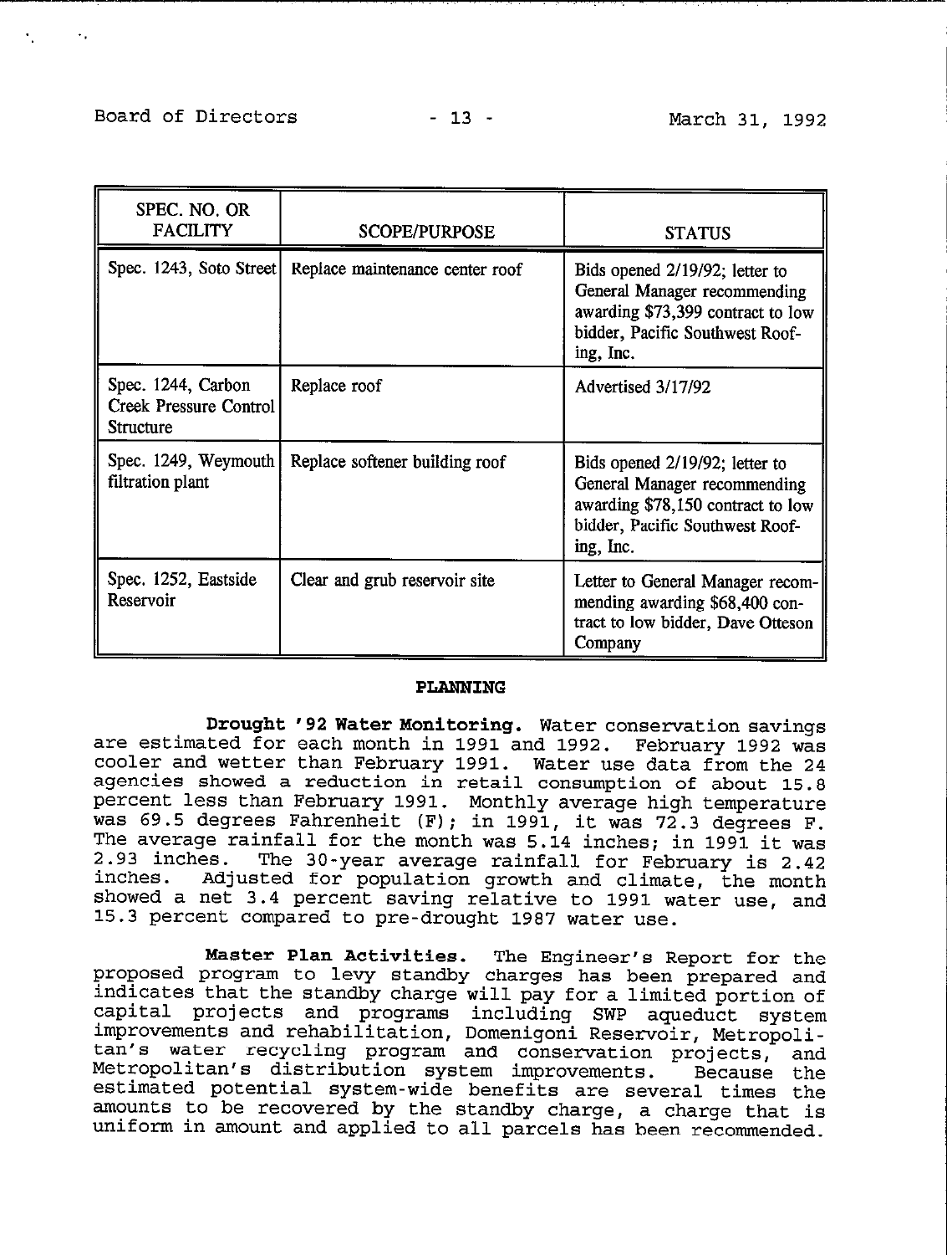| SPEC. NO. OR FACILITY | SCOPE/PURPOSE | STATUS |
|---|---|---|
| Spec. 1243, Soto Street | Replace maintenance center roof | Bids opened 2/19/92; letter to General Manager recommending awarding $73,399 contract to low bidder, Pacific Southwest Roofing, Inc. |
| Spec. 1244, Carbon Creek Pressure Control Structure | Replace roof | Advertised 3/17/92 |
| Spec. 1249, Weymouth filtration plant | Replace softener building roof | Bids opened 2/19/92; letter to General Manager recommending awarding $78,150 contract to low bidder, Pacific Southwest Roofing, Inc. |
| Spec. 1252, Eastside Reservoir | Clear and grub reservoir site | Letter to General Manager recommending awarding $68,400 contract to low bidder, Dave Otteson Company |

## PLANNING

**Drought '92 Water Monitoring.** Water conservation savings are estimated for each month in 1991 and 1992. February 1992 was cooler and wetter than February 1991. Water use data from the 24 agencies showed a reduction in retail consumption of about 15.8 percent less than February 1991. Monthly average high temperature was 69.5 degrees Fahrenheit (F); in 1991, it was 72.3 degrees F. The average rainfall for the month was 5.14 inches; in 1991 it was 2.93 inches. The 30-year average rainfall for February is 2.42 inches. Adjusted for population growth and climate, the month showed a net 3.4 percent saving relative to 1991 water use, and 15.3 percent compared to pre-drought 1987 water use.

**Master Plan Activities.** The Engineer's Report for the proposed program to levy standby charges has been prepared and indicates that the standby charge will pay for a limited portion of capital projects and programs including SWP aqueduct system improvements and rehabilitation, Domenigoni Reservoir, Metropolitan's water recycling program and conservation projects, and Metropolitan's distribution system improvements. Because the estimated potential system-wide benefits are several times the amounts to be recovered by the standby charge, a charge that is uniform in amount and applied to all parcels has been recommended.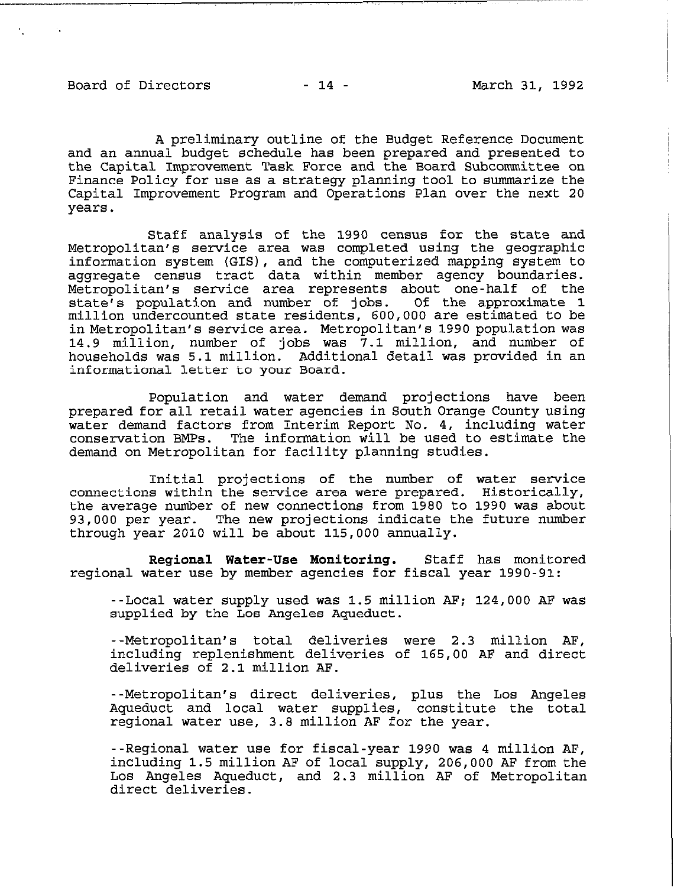A preliminary outline of the Budget Reference Document and an annual budget schedule has been prepared and presented to the Capital Improvement Task Force and the Board Subcommittee on Finance Policy for use as a strategy planning tool to summarize the Capital Improvement Program and Operations Plan over the next 20 years.

Staff analysis of the 1990 census for the state and Metropolitan's service area was completed using the geographic information system (GIS), and the computerized mapping system to aggregate census tract data within member agency boundaries. Metropolitan's service area represents about one-half of the state's population and number of jobs. Of the approximate 1 million undercounted state residents, 600,000 are estimated to be in Metropolitan's service area. Metropolitan's 1990 population was 14.9 million, number of jobs was 7.1 million, and number of households was 5.1 million. Additional detail was provided in an informational letter to your Board.

Population and water demand projections have been prepared for all retail water agencies in South Orange County using water demand factors from Interim Report No. 4, including water conservation BMPs. The information will be used to estimate the demand on Metropolitan for facility planning studies.

Initial projections of the number of water service connections within the service area were prepared. Historically, the average number of new connections from 1980 to 1990 was about 93,000 per year. The new projections indicate the future number through year 2010 will be about 115,000 annually.

**Regional Water-Use Monitoring.** Staff has monitored regional water use by member agencies for fiscal year 1990-91:

--Local water supply used was 1.5 million AF; 124,000 AF was supplied by the Los Angeles Aqueduct.

--Metropolitan's total deliveries were 2.3 million AF, including replenishment deliveries of 165,00 AF and direct deliveries of 2.1 million AF.

--Metropolitan's direct deliveries, plus the Los Angeles Aqueduct and local water supplies, constitute the total regional water use, 3.8 million AF for the year.

--Regional water use for fiscal-year 1990 was 4 million AF, including 1.5 million AF of local supply, 206,000 AF from the Los Angeles Aqueduct, and 2.3 million AF of Metropolitan direct deliveries.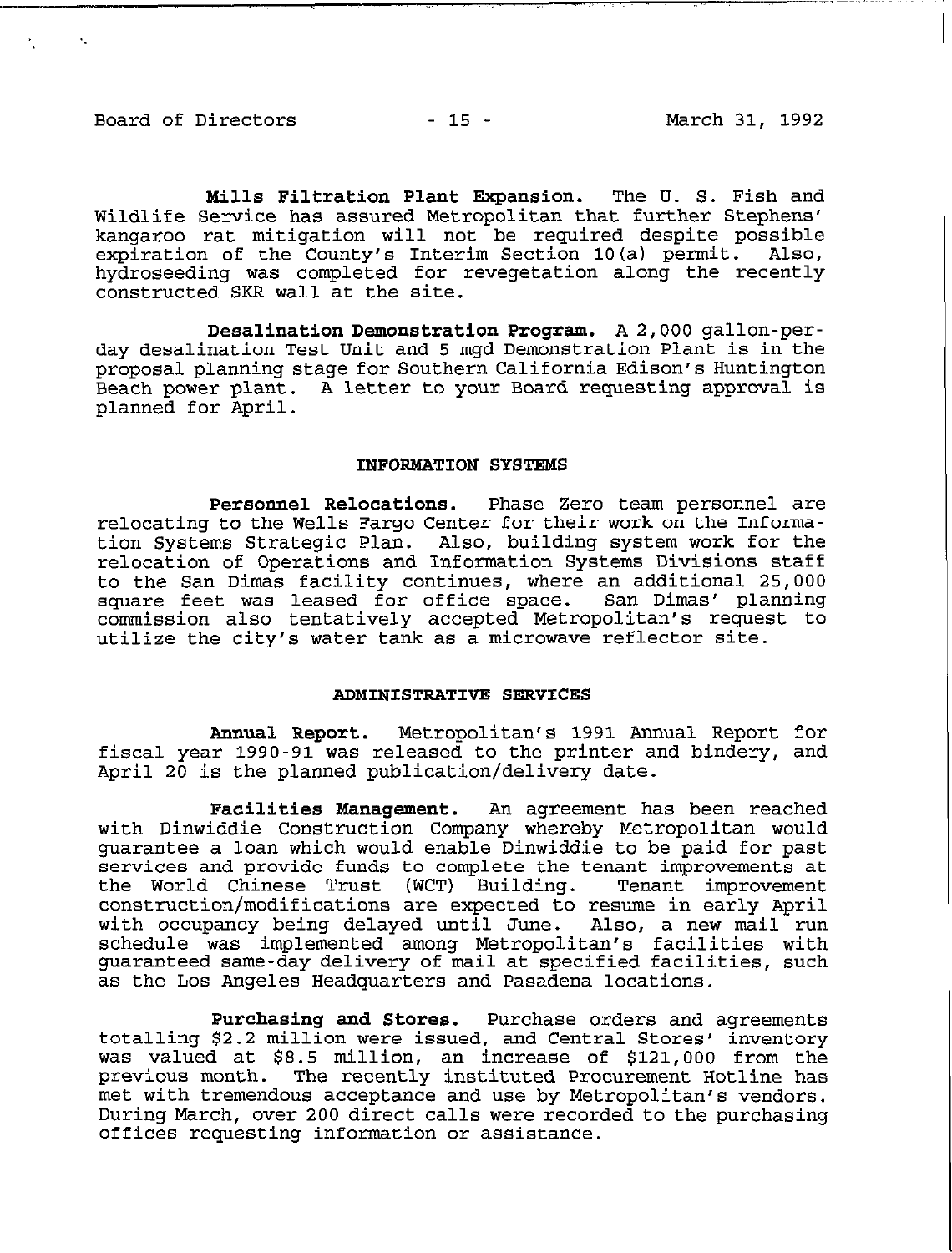**Mills Filtration Plant Expansion.** The U. S. Fish and Wildlife Service has assured Metropolitan that further Stephens' kangaroo rat mitigation will not be required despite possible expiration of the County's Interim Section 10(a) permit. Also, hydroseeding was completed for revegetation along the recently constructed SKR wall at the site.

**Desalination Demonstration Program.** A 2,000 gallon-per-day desalination Test Unit and 5 mgd Demonstration Plant is in the proposal planning stage for Southern California Edison's Huntington Beach power plant. A letter to your Board requesting approval is planned for April.

## INFORMATION SYSTEMS

**Personnel Relocations.** Phase Zero team personnel are relocating to the Wells Fargo Center for their work on the Information Systems Strategic Plan. Also, building system work for the relocation of Operations and Information Systems Divisions staff to the San Dimas facility continues, where an additional 25,000 square feet was leased for office space. San Dimas' planning commission also tentatively accepted Metropolitan's request to utilize the city's water tank as a microwave reflector site.

## ADMINISTRATIVE SERVICES

**Annual Report.** Metropolitan's 1991 Annual Report for fiscal year 1990-91 was released to the printer and bindery, and April 20 is the planned publication/delivery date.

**Facilities Management.** An agreement has been reached with Dinwiddie Construction Company whereby Metropolitan would guarantee a loan which would enable Dinwiddie to be paid for past services and provide funds to complete the tenant improvements at the World Chinese Trust (WCT) Building. Tenant improvement construction/modifications are expected to resume in early April with occupancy being delayed until June. Also, a new mail run schedule was implemented among Metropolitan's facilities with guaranteed same-day delivery of mail at specified facilities, such as the Los Angeles Headquarters and Pasadena locations.

**Purchasing and Stores.** Purchase orders and agreements totalling $2.2 million were issued, and Central Stores' inventory was valued at $8.5 million, an increase of $121,000 from the previous month. The recently instituted Procurement Hotline has met with tremendous acceptance and use by Metropolitan's vendors. During March, over 200 direct calls were recorded to the purchasing offices requesting information or assistance.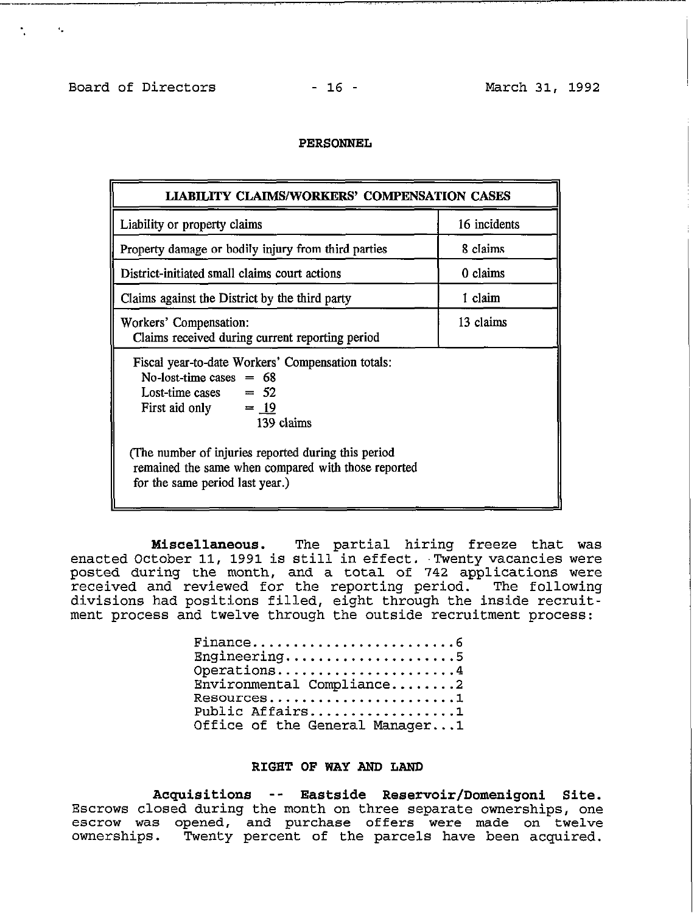## PERSONNEL

| LIABILITY CLAIMS/WORKERS' COMPENSATION CASES | |
|---|---|
| Liability or property claims | 16 incidents |
| Property damage or bodily injury from third parties | 8 claims |
| District-initiated small claims court actions | 0 claims |
| Claims against the District by the third party | 1 claim |
| Workers' Compensation: Claims received during current reporting period | 13 claims |
| Fiscal year-to-date Workers' Compensation totals: No-lost-time cases = 68; Lost-time cases = 52; First aid only = 19; 139 claims. (The number of injuries reported during this period remained the same when compared with those reported for the same period last year.) | |

**Miscellaneous.** The partial hiring freeze that was enacted October 11, 1991 is still in effect. Twenty vacancies were posted during the month, and a total of 742 applications were received and reviewed for the reporting period. The following divisions had positions filled, eight through the inside recruitment process and twelve through the outside recruitment process:

```
Finance........................6
Engineering....................5
Operations.....................4
Environmental Compliance........2
Resources......................1
Public Affairs.................1
Office of the General Manager...1
```

## RIGHT OF WAY AND LAND

**Acquisitions -- Eastside Reservoir/Domenigoni Site.** Escrows closed during the month on three separate ownerships, one escrow was opened, and purchase offers were made on twelve ownerships. Twenty percent of the parcels have been acquired.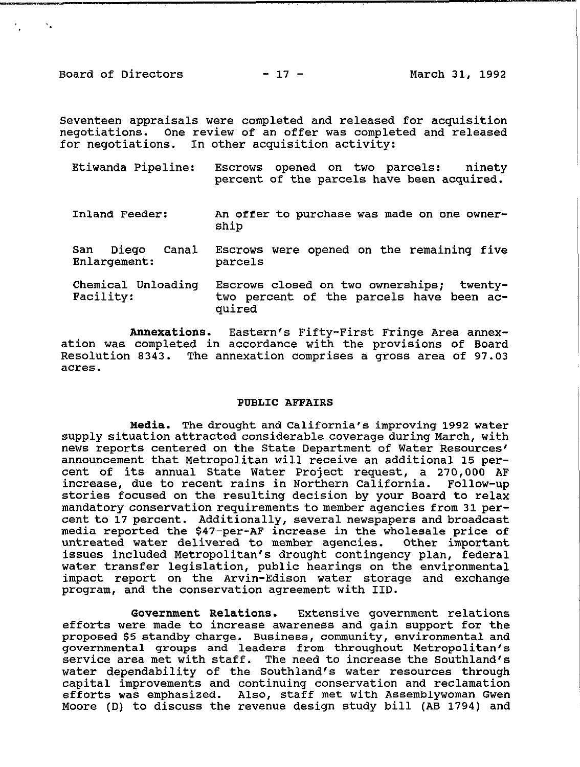Seventeen appraisals were completed and released for acquisition negotiations. One review of an offer was completed and released for negotiations. In other acquisition activity:

| | |
|---|---|
| Etiwanda Pipeline: | Escrows opened on two parcels: ninety percent of the parcels have been acquired. |
| Inland Feeder: | An offer to purchase was made on one ownership |
| San Diego Canal Enlargement: | Escrows were opened on the remaining five parcels |
| Chemical Unloading Facility: | Escrows closed on two ownerships; twenty-two percent of the parcels have been acquired |

**Annexations.** Eastern's Fifty-First Fringe Area annexation was completed in accordance with the provisions of Board Resolution 8343. The annexation comprises a gross area of 97.03 acres.

## PUBLIC AFFAIRS

**Media.** The drought and California's improving 1992 water supply situation attracted considerable coverage during March, with news reports centered on the State Department of Water Resources' announcement that Metropolitan will receive an additional 15 percent of its annual State Water Project request, a 270,000 AF increase, due to recent rains in Northern California. Follow-up stories focused on the resulting decision by your Board to relax mandatory conservation requirements to member agencies from 31 percent to 17 percent. Additionally, several newspapers and broadcast media reported the $47-per-AF increase in the wholesale price of untreated water delivered to member agencies. Other important issues included Metropolitan's drought contingency plan, federal water transfer legislation, public hearings on the environmental impact report on the Arvin-Edison water storage and exchange program, and the conservation agreement with IID.

**Government Relations.** Extensive government relations efforts were made to increase awareness and gain support for the proposed $5 standby charge. Business, community, environmental and governmental groups and leaders from throughout Metropolitan's service area met with staff. The need to increase the Southland's water dependability of the Southland's water resources through capital improvements and continuing conservation and reclamation efforts was emphasized. Also, staff met with Assemblywoman Gwen Moore (D) to discuss the revenue design study bill (AB 1794) and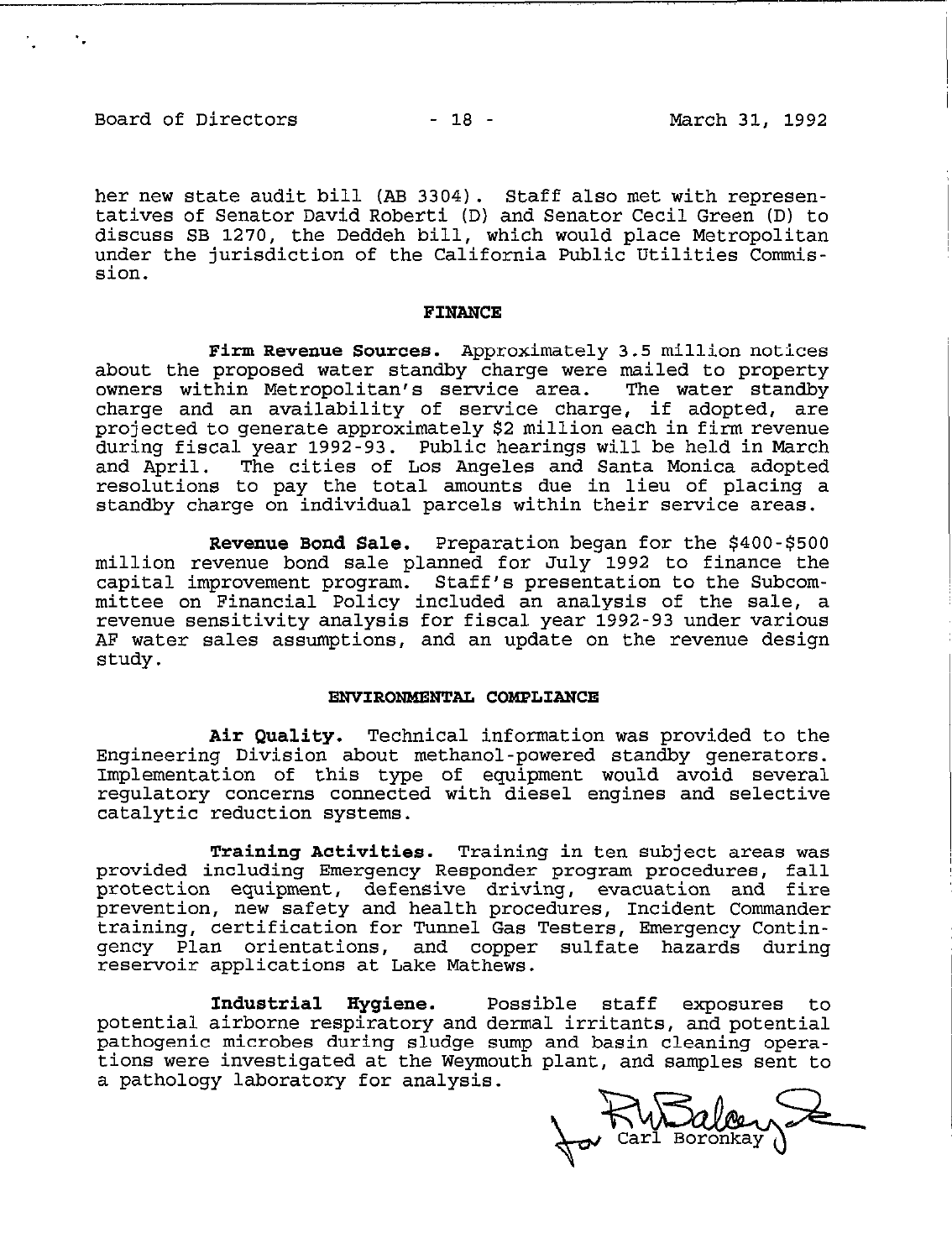her new state audit bill (AB 3304). Staff also met with representatives of Senator David Roberti (D) and Senator Cecil Green (D) to discuss SB 1270, the Deddeh bill, which would place Metropolitan under the jurisdiction of the California Public Utilities Commission.

## FINANCE

**Firm Revenue Sources.** Approximately 3.5 million notices about the proposed water standby charge were mailed to property owners within Metropolitan's service area. The water standby charge and an availability of service charge, if adopted, are projected to generate approximately $2 million each in firm revenue during fiscal year 1992-93. Public hearings will be held in March and April. The cities of Los Angeles and Santa Monica adopted resolutions to pay the total amounts due in lieu of placing a standby charge on individual parcels within their service areas.

**Revenue Bond Sale.** Preparation began for the $400-$500 million revenue bond sale planned for July 1992 to finance the capital improvement program. Staff's presentation to the Subcommittee on Financial Policy included an analysis of the sale, a revenue sensitivity analysis for fiscal year 1992-93 under various AF water sales assumptions, and an update on the revenue design study.

## ENVIRONMENTAL COMPLIANCE

**Air Quality.** Technical information was provided to the Engineering Division about methanol-powered standby generators. Implementation of this type of equipment would avoid several regulatory concerns connected with diesel engines and selective catalytic reduction systems.

**Training Activities.** Training in ten subject areas was provided including Emergency Responder program procedures, fall protection equipment, defensive driving, evacuation and fire prevention, new safety and health procedures, Incident Commander training, certification for Tunnel Gas Testers, Emergency Contingency Plan orientations, and copper sulfate hazards during reservoir applications at Lake Mathews.

**Industrial Hygiene.** Possible staff exposures to potential airborne respiratory and dermal irritants, and potential pathogenic microbes during sludge sump and basin cleaning operations were investigated at the Weymouth plant, and samples sent to a pathology laboratory for analysis.

for Carl Boronkay